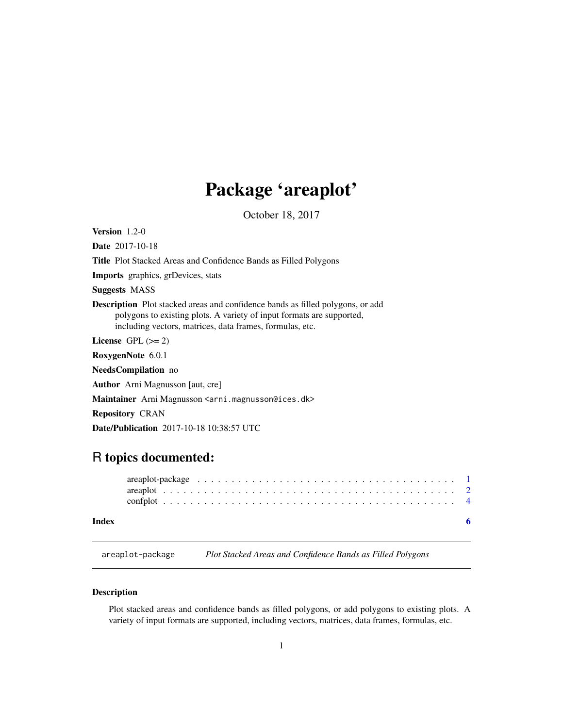# Package 'areaplot'

October 18, 2017

**Version** 1.2-0

**Date** 2017-10-18

**Title** Plot Stacked Areas and Confidence Bands as Filled Polygons

**Imports** graphics, grDevices, stats

**Suggests** MASS

**Description** Plot stacked areas and confidence bands as filled polygons, or add polygons to existing plots. A variety of input formats are supported, including vectors, matrices, data frames, formulas, etc.

**License** GPL (>= 2)

**RoxygenNote** 6.0.1

**NeedsCompilation** no

**Author** Arni Magnusson [aut, cre]

**Maintainer** Arni Magnusson <arni.magnusson@ices.dk>

**Repository** CRAN

**Date/Publication** 2017-10-18 10:38:57 UTC

## R topics documented:

| | |
|---|---|
| areaplot-package | 1 |
| areaplot | 2 |
| confplot | 4 |
| **Index** | **6** |

---

`areaplot-package` *Plot Stacked Areas and Confidence Bands as Filled Polygons*

---

### Description

Plot stacked areas and confidence bands as filled polygons, or add polygons to existing plots. A variety of input formats are supported, including vectors, matrices, data frames, formulas, etc.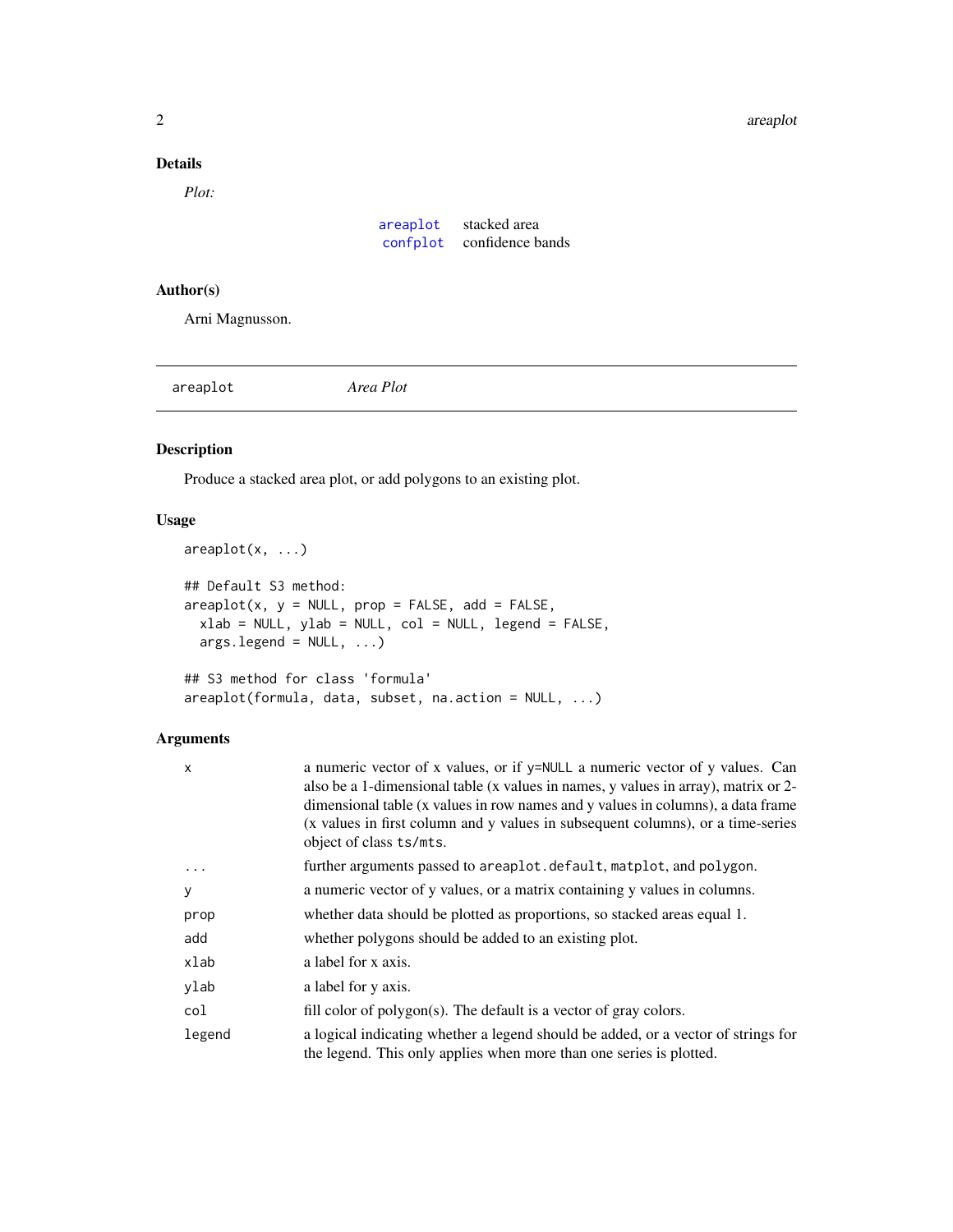## Details

*Plot:*

| | |
|---|---|
| areaplot | stacked area |
| confplot | confidence bands |

## Author(s)

Arni Magnusson.

---

`areaplot` *Area Plot*

---

## Description

Produce a stacked area plot, or add polygons to an existing plot.

## Usage

```
areaplot(x, ...)

## Default S3 method:
areaplot(x, y = NULL, prop = FALSE, add = FALSE,
  xlab = NULL, ylab = NULL, col = NULL, legend = FALSE,
  args.legend = NULL, ...)

## S3 method for class 'formula'
areaplot(formula, data, subset, na.action = NULL, ...)
```

## Arguments

| | |
|---|---|
| `x` | a numeric vector of x values, or if `y=NULL` a numeric vector of y values. Can also be a 1-dimensional table (x values in names, y values in array), matrix or 2-dimensional table (x values in row names and y values in columns), a data frame (x values in first column and y values in subsequent columns), or a time-series object of class `ts`/`mts`. |
| `...` | further arguments passed to `areaplot.default`, `matplot`, and `polygon`. |
| `y` | a numeric vector of y values, or a matrix containing y values in columns. |
| `prop` | whether data should be plotted as proportions, so stacked areas equal 1. |
| `add` | whether polygons should be added to an existing plot. |
| `xlab` | a label for x axis. |
| `ylab` | a label for y axis. |
| `col` | fill color of polygon(s). The default is a vector of gray colors. |
| `legend` | a logical indicating whether a legend should be added, or a vector of strings for the legend. This only applies when more than one series is plotted. |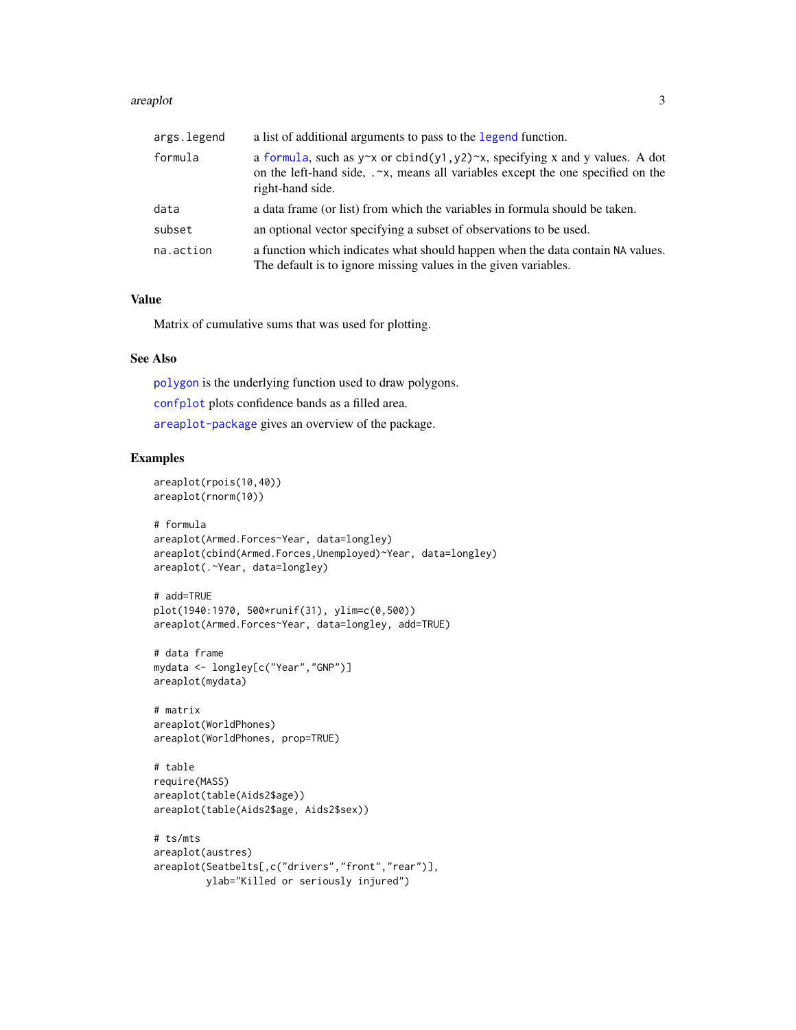| | |
|---|---|
| args.legend | a list of additional arguments to pass to the legend function. |
| formula | a formula, such as y~x or cbind(y1,y2)~x, specifying x and y values. A dot on the left-hand side, .~x, means all variables except the one specified on the right-hand side. |
| data | a data frame (or list) from which the variables in formula should be taken. |
| subset | an optional vector specifying a subset of observations to be used. |
| na.action | a function which indicates what should happen when the data contain NA values. The default is to ignore missing values in the given variables. |

## Value

Matrix of cumulative sums that was used for plotting.

## See Also

polygon is the underlying function used to draw polygons.

confplot plots confidence bands as a filled area.

areaplot-package gives an overview of the package.

## Examples

```
areaplot(rpois(10,40))
areaplot(rnorm(10))

# formula
areaplot(Armed.Forces~Year, data=longley)
areaplot(cbind(Armed.Forces,Unemployed)~Year, data=longley)
areaplot(.~Year, data=longley)

# add=TRUE
plot(1940:1970, 500*runif(31), ylim=c(0,500))
areaplot(Armed.Forces~Year, data=longley, add=TRUE)

# data frame
mydata <- longley[c("Year","GNP")]
areaplot(mydata)

# matrix
areaplot(WorldPhones)
areaplot(WorldPhones, prop=TRUE)

# table
require(MASS)
areaplot(table(Aids2$age))
areaplot(table(Aids2$age, Aids2$sex))

# ts/mts
areaplot(austres)
areaplot(Seatbelts[,c("drivers","front","rear")],
         ylab="Killed or seriously injured")
```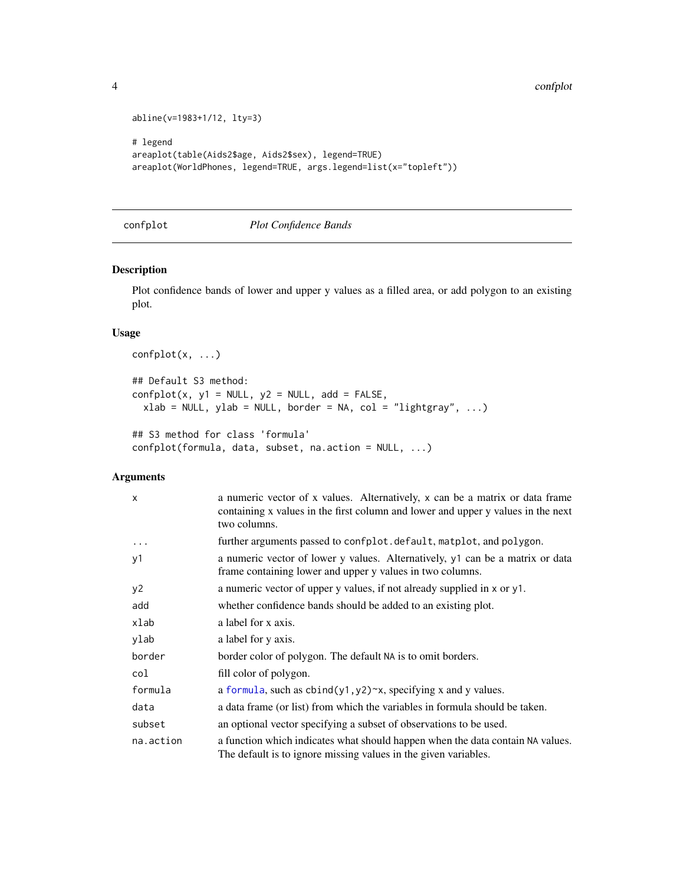```
abline(v=1983+1/12, lty=3)

# legend
areaplot(table(Aids2$age, Aids2$sex), legend=TRUE)
areaplot(WorldPhones, legend=TRUE, args.legend=list(x="topleft"))
```

---

## confplot *Plot Confidence Bands*

---

### Description

Plot confidence bands of lower and upper y values as a filled area, or add polygon to an existing plot.

### Usage

```
confplot(x, ...)

## Default S3 method:
confplot(x, y1 = NULL, y2 = NULL, add = FALSE,
  xlab = NULL, ylab = NULL, border = NA, col = "lightgray", ...)

## S3 method for class 'formula'
confplot(formula, data, subset, na.action = NULL, ...)
```

### Arguments

| | |
|---|---|
| `x` | a numeric vector of x values. Alternatively, `x` can be a matrix or data frame containing x values in the first column and lower and upper y values in the next two columns. |
| `...` | further arguments passed to `confplot.default`, `matplot`, and `polygon`. |
| `y1` | a numeric vector of lower y values. Alternatively, `y1` can be a matrix or data frame containing lower and upper y values in two columns. |
| `y2` | a numeric vector of upper y values, if not already supplied in `x` or `y1`. |
| `add` | whether confidence bands should be added to an existing plot. |
| `xlab` | a label for x axis. |
| `ylab` | a label for y axis. |
| `border` | border color of polygon. The default `NA` is to omit borders. |
| `col` | fill color of polygon. |
| `formula` | a `formula`, such as `cbind(y1,y2)~x`, specifying x and y values. |
| `data` | a data frame (or list) from which the variables in formula should be taken. |
| `subset` | an optional vector specifying a subset of observations to be used. |
| `na.action` | a function which indicates what should happen when the data contain `NA` values. The default is to ignore missing values in the given variables. |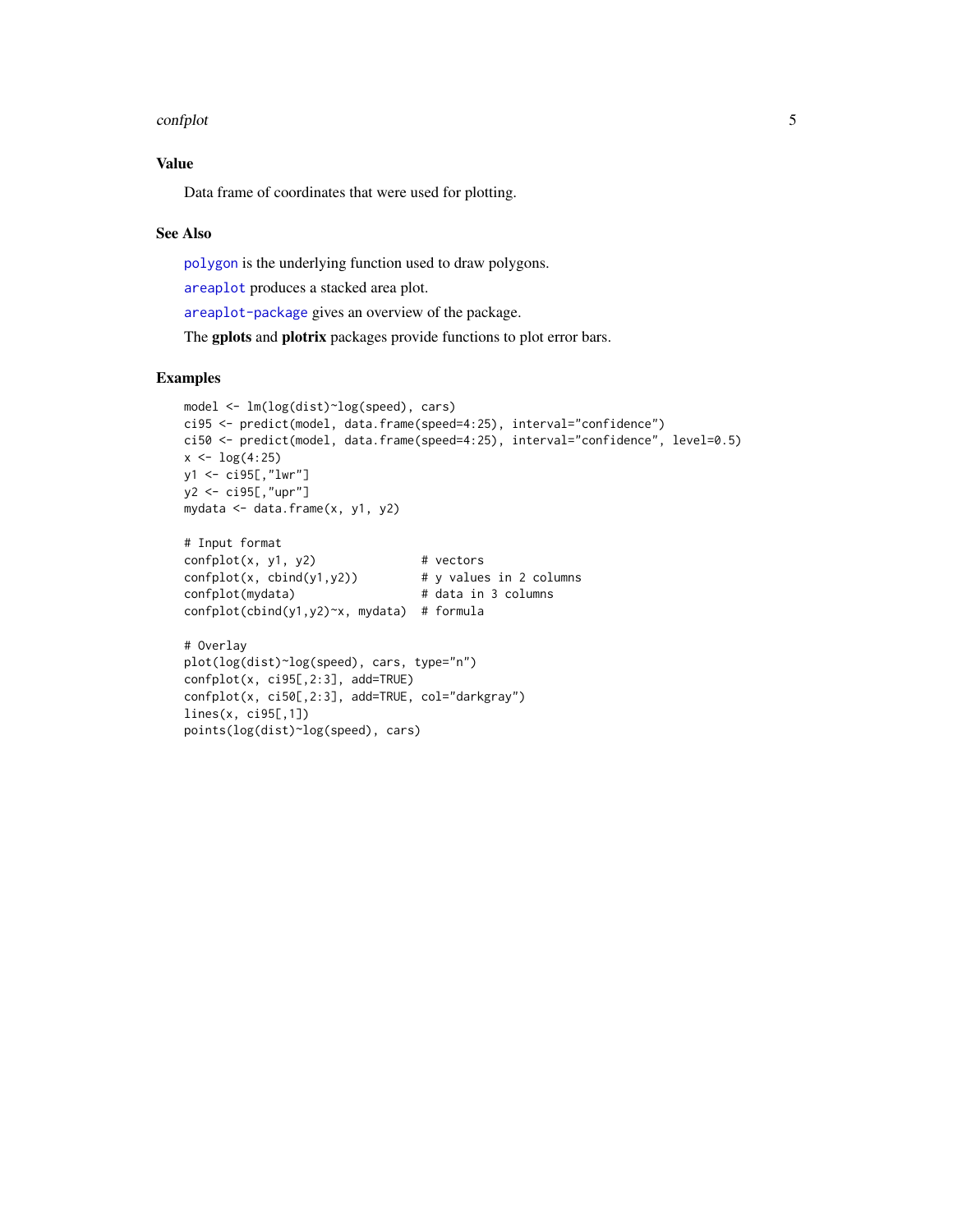## Value

Data frame of coordinates that were used for plotting.

## See Also

`polygon` is the underlying function used to draw polygons.

`areaplot` produces a stacked area plot.

`areaplot-package` gives an overview of the package.

The **gplots** and **plotrix** packages provide functions to plot error bars.

## Examples

```
model <- lm(log(dist)~log(speed), cars)
ci95 <- predict(model, data.frame(speed=4:25), interval="confidence")
ci50 <- predict(model, data.frame(speed=4:25), interval="confidence", level=0.5)
x <- log(4:25)
y1 <- ci95[,"lwr"]
y2 <- ci95[,"upr"]
mydata <- data.frame(x, y1, y2)

# Input format
confplot(x, y1, y2)               # vectors
confplot(x, cbind(y1,y2))         # y values in 2 columns
confplot(mydata)                  # data in 3 columns
confplot(cbind(y1,y2)~x, mydata)  # formula

# Overlay
plot(log(dist)~log(speed), cars, type="n")
confplot(x, ci95[,2:3], add=TRUE)
confplot(x, ci50[,2:3], add=TRUE, col="darkgray")
lines(x, ci95[,1])
points(log(dist)~log(speed), cars)
```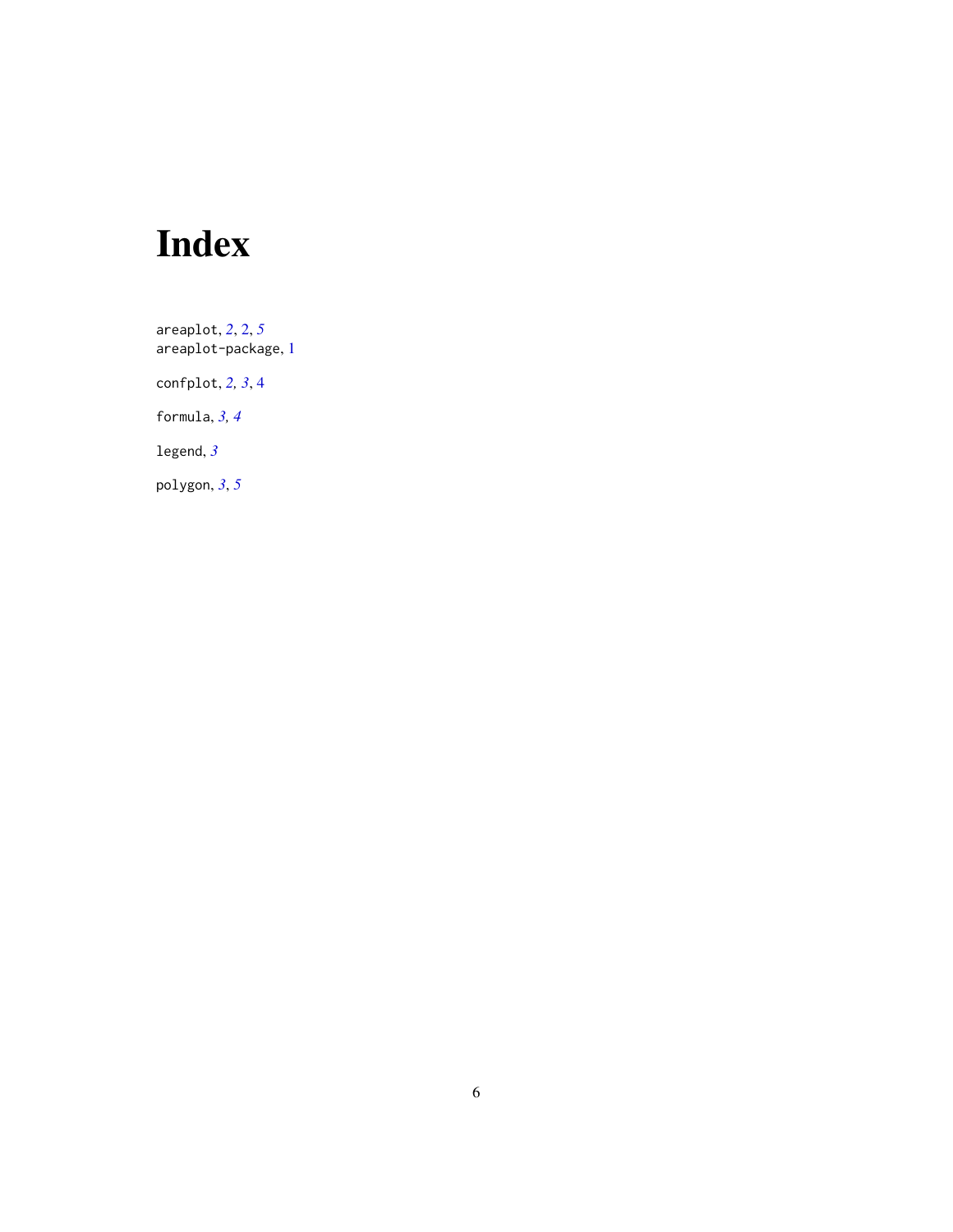# Index

areaplot, *2*, 2, *5*
areaplot-package, 1

confplot, *2, 3*, 4

formula, *3, 4*

legend, *3*

polygon, *3*, *5*